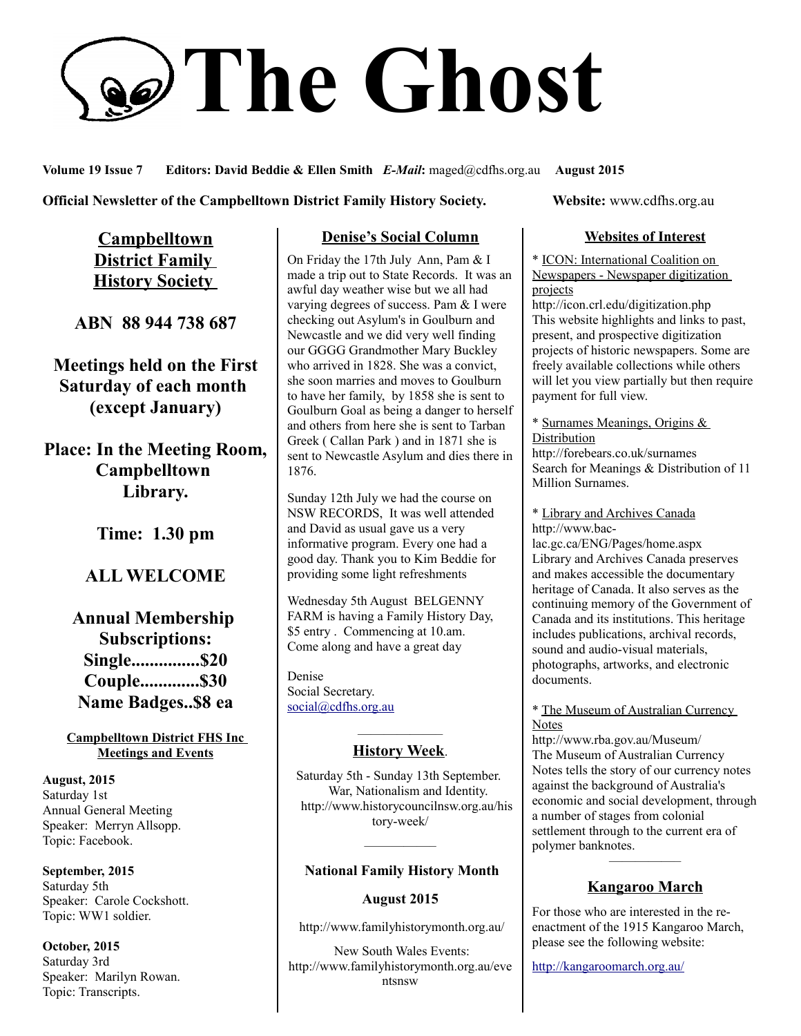# The Ghost

**Volume 19 Issue 7 Editors: David Beddie & Ellen Smith** ***E-Mail*****:** maged@cdfhs.org.au **August 2015**

**Official Newsletter of the Campbelltown District Family History Society.** **Website:** www.cdfhs.org.au

## Campbelltown District Family History Society

**ABN 88 944 738 687**

**Meetings held on the First Saturday of each month (except January)**

**Place: In the Meeting Room, Campbelltown Library.**

**Time: 1.30 pm**

**ALL WELCOME**

**Annual Membership Subscriptions:**
**Single...............$20**
**Couple.............$30**
**Name Badges..$8 ea**

### Campbelltown District FHS Inc Meetings and Events

**August, 2015**
Saturday 1st
Annual General Meeting
Speaker: Merryn Allsopp.
Topic: Facebook.

**September, 2015**
Saturday 5th
Speaker: Carole Cockshott.
Topic: WW1 soldier.

**October, 2015**
Saturday 3rd
Speaker: Marilyn Rowan.
Topic: Transcripts.

## Denise's Social Column

On Friday the 17th July Ann, Pam & I made a trip out to State Records. It was an awful day weather wise but we all had varying degrees of success. Pam & I were checking out Asylum's in Goulburn and Newcastle and we did very well finding our GGGG Grandmother Mary Buckley who arrived in 1828. She was a convict, she soon marries and moves to Goulburn to have her family, by 1858 she is sent to Goulburn Goal as being a danger to herself and others from here she is sent to Tarban Greek ( Callan Park ) and in 1871 she is sent to Newcastle Asylum and dies there in 1876.

Sunday 12th July we had the course on NSW RECORDS, It was well attended and David as usual gave us a very informative program. Every one had a good day. Thank you to Kim Beddie for providing some light refreshments

Wednesday 5th August BELGENNY FARM is having a Family History Day, $5 entry . Commencing at 10.am. Come along and have a great day

Denise
Social Secretary.
social@cdfhs.org.au

---

## History Week.

Saturday 5th - Sunday 13th September.
War, Nationalism and Identity.
http://www.historycouncilnsw.org.au/history-week/

---

### National Family History Month

**August 2015**

http://www.familyhistorymonth.org.au/

New South Wales Events:
http://www.familyhistorymonth.org.au/eventsnsw

## Websites of Interest

* ICON: International Coalition on Newspapers - Newspaper digitization projects
http://icon.crl.edu/digitization.php
This website highlights and links to past, present, and prospective digitization projects of historic newspapers. Some are freely available collections while others will let you view partially but then require payment for full view.

* Surnames Meanings, Origins & Distribution
http://forebears.co.uk/surnames
Search for Meanings & Distribution of 11 Million Surnames.

* Library and Archives Canada
http://www.bac-lac.gc.ca/ENG/Pages/home.aspx
Library and Archives Canada preserves and makes accessible the documentary heritage of Canada. It also serves as the continuing memory of the Government of Canada and its institutions. This heritage includes publications, archival records, sound and audio-visual materials, photographs, artworks, and electronic documents.

* The Museum of Australian Currency Notes
http://www.rba.gov.au/Museum/
The Museum of Australian Currency Notes tells the story of our currency notes against the background of Australia's economic and social development, through a number of stages from colonial settlement through to the current era of polymer banknotes.

---

## Kangaroo March

For those who are interested in the re-enactment of the 1915 Kangaroo March, please see the following website:

http://kangaroomarch.org.au/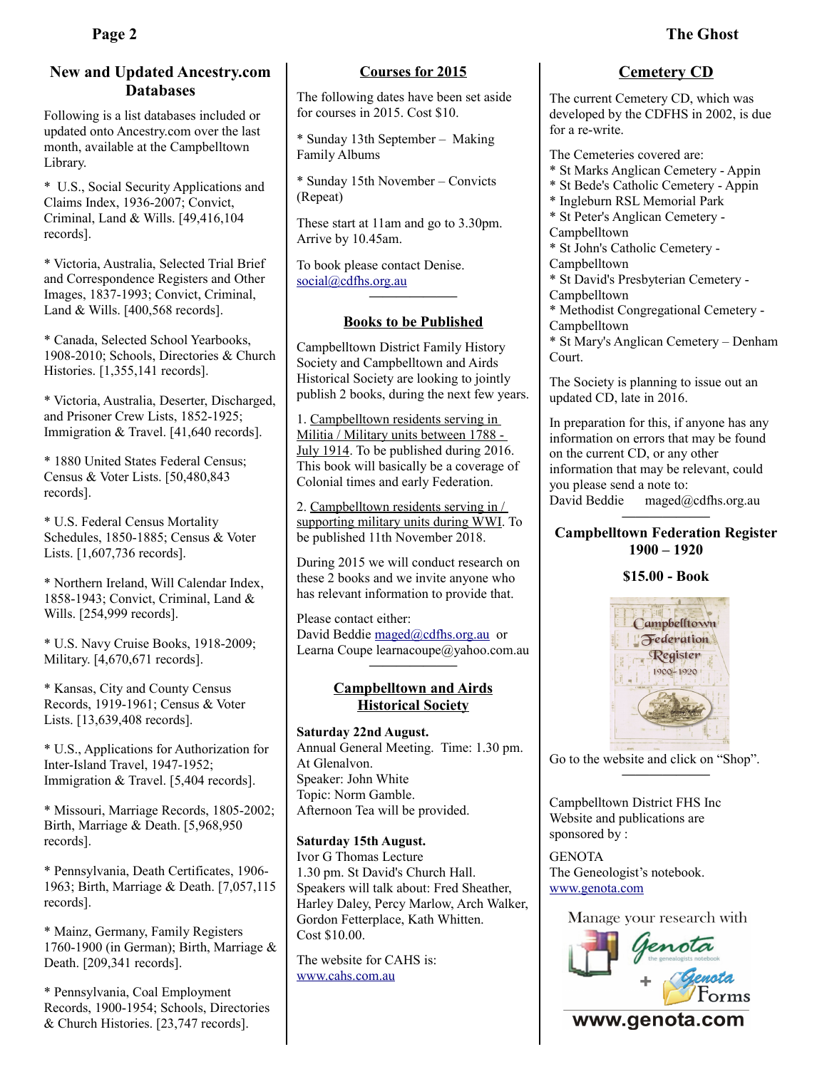## New and Updated Ancestry.com Databases

Following is a list databases included or updated onto Ancestry.com over the last month, available at the Campbelltown Library.

* U.S., Social Security Applications and Claims Index, 1936-2007; Convict, Criminal, Land & Wills. [49,416,104 records].

* Victoria, Australia, Selected Trial Brief and Correspondence Registers and Other Images, 1837-1993; Convict, Criminal, Land & Wills. [400,568 records].

* Canada, Selected School Yearbooks, 1908-2010; Schools, Directories & Church Histories. [1,355,141 records].

* Victoria, Australia, Deserter, Discharged, and Prisoner Crew Lists, 1852-1925; Immigration & Travel. [41,640 records].

* 1880 United States Federal Census; Census & Voter Lists. [50,480,843 records].

* U.S. Federal Census Mortality Schedules, 1850-1885; Census & Voter Lists. [1,607,736 records].

* Northern Ireland, Will Calendar Index, 1858-1943; Convict, Criminal, Land & Wills. [254,999 records].

* U.S. Navy Cruise Books, 1918-2009; Military. [4,670,671 records].

* Kansas, City and County Census Records, 1919-1961; Census & Voter Lists. [13,639,408 records].

* U.S., Applications for Authorization for Inter-Island Travel, 1947-1952; Immigration & Travel. [5,404 records].

* Missouri, Marriage Records, 1805-2002; Birth, Marriage & Death. [5,968,950 records].

* Pennsylvania, Death Certificates, 1906-1963; Birth, Marriage & Death. [7,057,115 records].

* Mainz, Germany, Family Registers 1760-1900 (in German); Birth, Marriage & Death. [209,341 records].

* Pennsylvania, Coal Employment Records, 1900-1954; Schools, Directories & Church Histories. [23,747 records].

## Courses for 2015

The following dates have been set aside for courses in 2015. Cost $10.

* Sunday 13th September – Making Family Albums

* Sunday 15th November – Convicts (Repeat)

These start at 11am and go to 3.30pm. Arrive by 10.45am.

To book please contact Denise.
social@cdfhs.org.au

## Books to be Published

Campbelltown District Family History Society and Campbelltown and Airds Historical Society are looking to jointly publish 2 books, during the next few years.

1. Campbelltown residents serving in Militia / Military units between 1788 - July 1914. To be published during 2016. This book will basically be a coverage of Colonial times and early Federation.

2. Campbelltown residents serving in / supporting military units during WWI. To be published 11th November 2018.

During 2015 we will conduct research on these 2 books and we invite anyone who has relevant information to provide that.

Please contact either:
David Beddie maged@cdfhs.org.au or
Learna Coupe learnacoupe@yahoo.com.au

## Campbelltown and Airds Historical Society

**Saturday 22nd August.**
Annual General Meeting. Time: 1.30 pm.
At Glenalvon.
Speaker: John White
Topic: Norm Gamble.
Afternoon Tea will be provided.

**Saturday 15th August.**
Ivor G Thomas Lecture
1.30 pm. St David's Church Hall.
Speakers will talk about: Fred Sheather, Harley Daley, Percy Marlow, Arch Walker, Gordon Fetterplace, Kath Whitten.
Cost $10.00.

The website for CAHS is:
www.cahs.com.au

## Cemetery CD

The current Cemetery CD, which was developed by the CDFHS in 2002, is due for a re-write.

The Cemeteries covered are:
* St Marks Anglican Cemetery - Appin
* St Bede's Catholic Cemetery - Appin
* Ingleburn RSL Memorial Park
* St Peter's Anglican Cemetery - Campbelltown
* St John's Catholic Cemetery - Campbelltown
* St David's Presbyterian Cemetery - Campbelltown
* Methodist Congregational Cemetery - Campbelltown
* St Mary's Anglican Cemetery – Denham Court.

The Society is planning to issue out an updated CD, late in 2016.

In preparation for this, if anyone has any information on errors that may be found on the current CD, or any other information that may be relevant, could you please send a note to:
David Beddie maged@cdfhs.org.au

## Campbelltown Federation Register 1900 – 1920

**$15.00 - Book**

Go to the website and click on "Shop".

Campbelltown District FHS Inc Website and publications are sponsored by :

GENOTA
The Geneologist's notebook.
www.genota.com

Manage your research with Genota the genealogists notebook + Genota Forms
www.genota.com